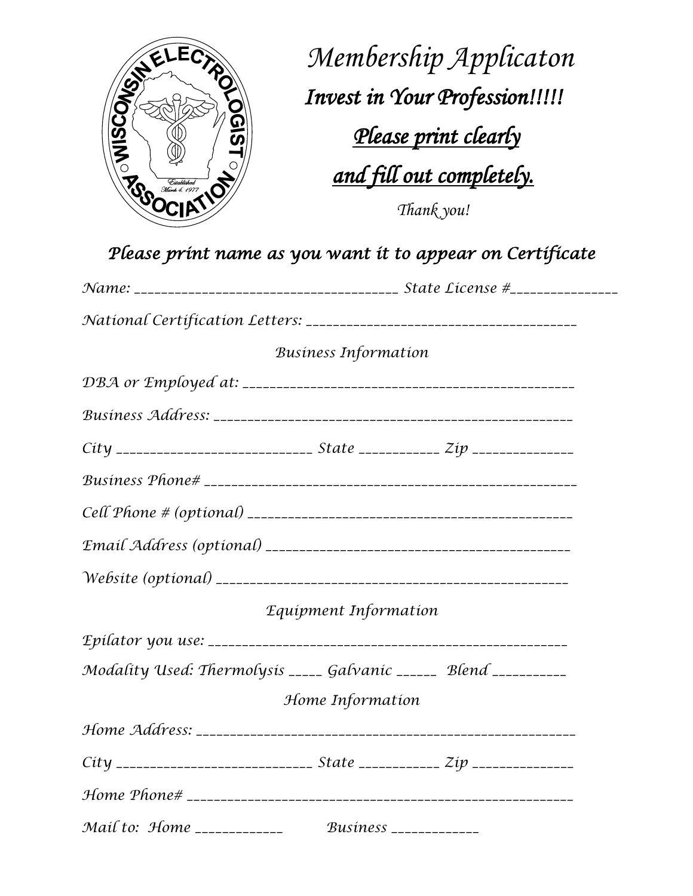# Membership Applicaton

## *Invest in Your Profession!!!!!*

**Please print clearly**

**and fill out completely.**

*Thank you!*

### *Please print name as you want it to appear on Certificate*

Name: ______________________________________ State License #_______________

National Certification Letters: ______________________________________

Business Information

DBA or Employed at: ______________________________________________

Business Address: ________________________________________________

City ____________________________ State ___________ Zip ______________

Business Phone# _________________________________________________

Cell Phone # (optional) _____________________________________________

Email Address (optional) ____________________________________________

Website (optional) ________________________________________________

Equipment Information

Epilator you use: _________________________________________________

Modality Used: Thermolysis _____ Galvanic ______ Blend __________

Home Information

Home Address: ___________________________________________________

City ____________________________ State ___________ Zip ______________

Home Phone# ____________________________________________________

Mail to: Home ____________ Business ____________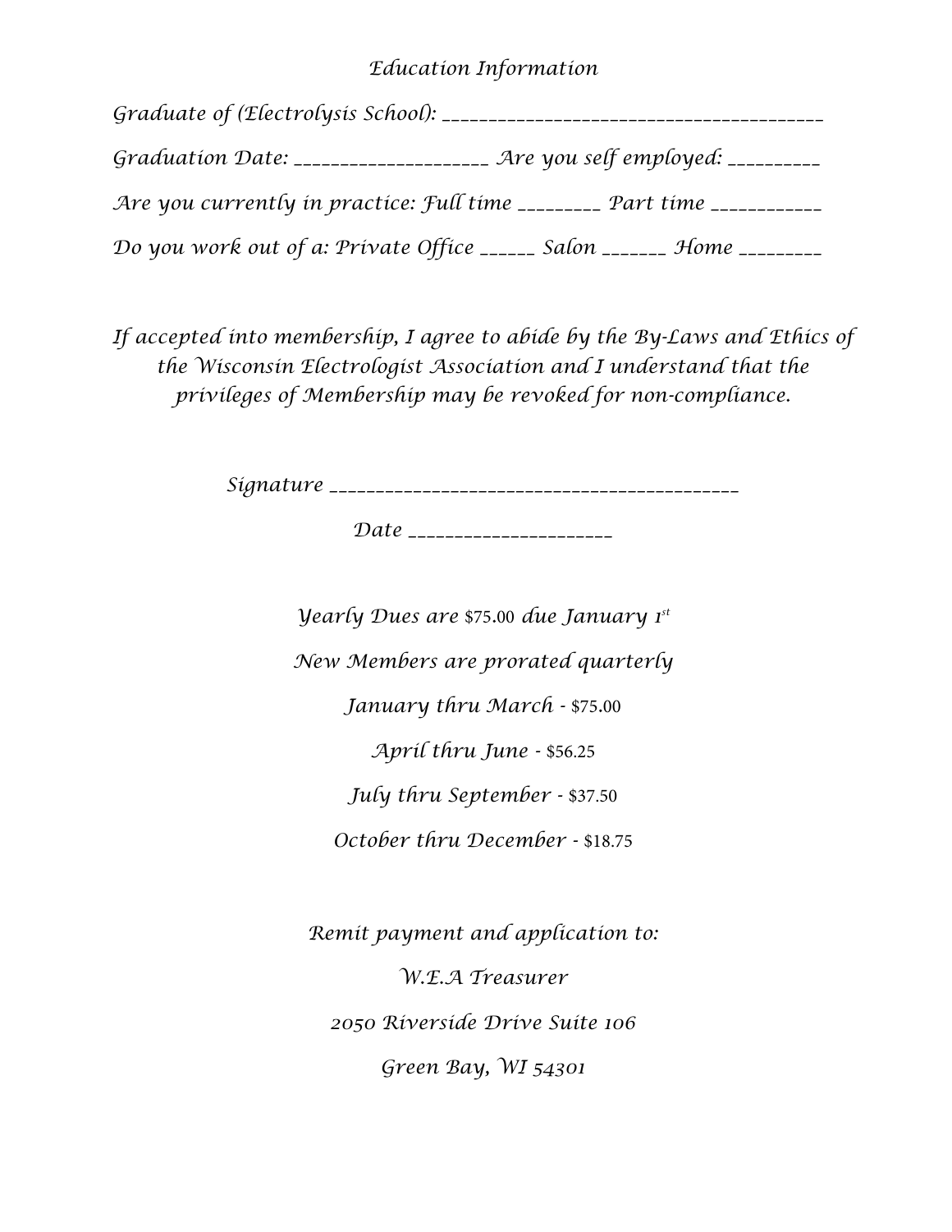## Education Information

Graduate of (Electrolysis School): ________________________________________

Graduation Date: ____________________ Are you self employed: _________

Are you currently in practice: Full time ________ Part time ___________

Do you work out of a: Private Office ______ Salon _______ Home _________

If accepted into membership, I agree to abide by the By-Laws and Ethics of the Wisconsin Electrologist Association and I understand that the privileges of Membership may be revoked for non-compliance.

Signature ___________________________________________

Date _____________________

Yearly Dues are $75.00 due January 1st

New Members are prorated quarterly

January thru March - $75.00

April thru June - $56.25

July thru September - $37.50

October thru December - $18.75

Remit payment and application to:

W.E.A Treasurer

2050 Riverside Drive Suite 106

Green Bay, WI 54301